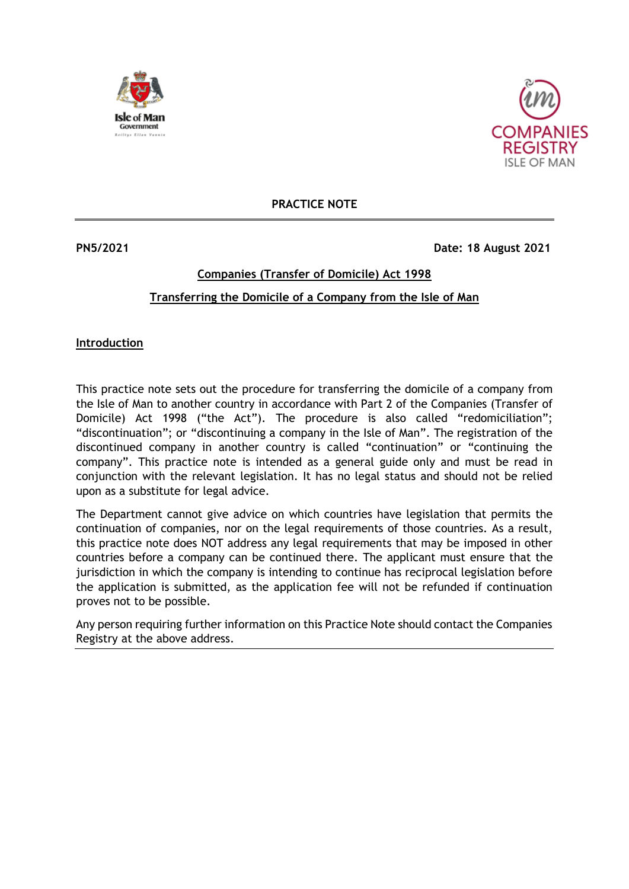# PRACTICE NOTE

**PN5/2021** **Date: 18 August 2021**

## Companies (Transfer of Domicile) Act 1998

## Transferring the Domicile of a Company from the Isle of Man

### Introduction

This practice note sets out the procedure for transferring the domicile of a company from the Isle of Man to another country in accordance with Part 2 of the Companies (Transfer of Domicile) Act 1998 ("the Act"). The procedure is also called "redomiciliation"; "discontinuation"; or "discontinuing a company in the Isle of Man". The registration of the discontinued company in another country is called "continuation" or "continuing the company". This practice note is intended as a general guide only and must be read in conjunction with the relevant legislation. It has no legal status and should not be relied upon as a substitute for legal advice.

The Department cannot give advice on which countries have legislation that permits the continuation of companies, nor on the legal requirements of those countries. As a result, this practice note does NOT address any legal requirements that may be imposed in other countries before a company can be continued there. The applicant must ensure that the jurisdiction in which the company is intending to continue has reciprocal legislation before the application is submitted, as the application fee will not be refunded if continuation proves not to be possible.

Any person requiring further information on this Practice Note should contact the Companies Registry at the above address.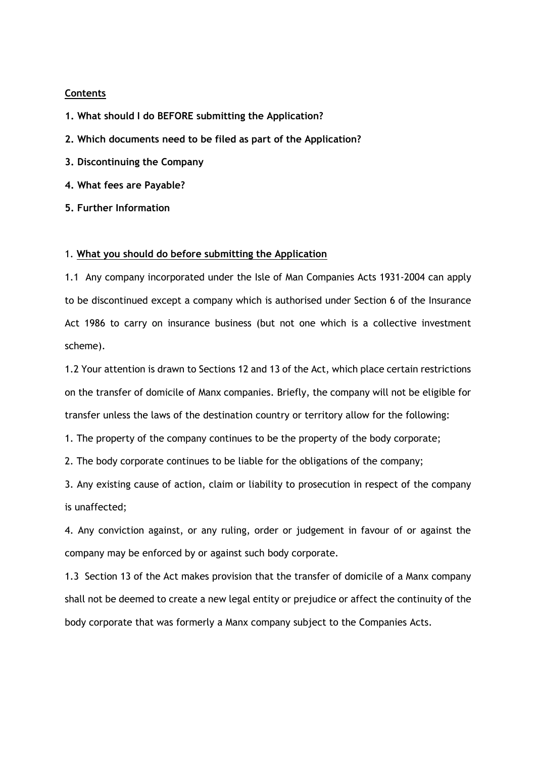**Contents**

**1. What should I do BEFORE submitting the Application?**

**2. Which documents need to be filed as part of the Application?**

**3. Discontinuing the Company**

**4. What fees are Payable?**

**5. Further Information**

## 1. What you should do before submitting the Application

1.1 Any company incorporated under the Isle of Man Companies Acts 1931-2004 can apply to be discontinued except a company which is authorised under Section 6 of the Insurance Act 1986 to carry on insurance business (but not one which is a collective investment scheme).

1.2 Your attention is drawn to Sections 12 and 13 of the Act, which place certain restrictions on the transfer of domicile of Manx companies. Briefly, the company will not be eligible for transfer unless the laws of the destination country or territory allow for the following:

1. The property of the company continues to be the property of the body corporate;
2. The body corporate continues to be liable for the obligations of the company;
3. Any existing cause of action, claim or liability to prosecution in respect of the company is unaffected;
4. Any conviction against, or any ruling, order or judgement in favour of or against the company may be enforced by or against such body corporate.

1.3 Section 13 of the Act makes provision that the transfer of domicile of a Manx company shall not be deemed to create a new legal entity or prejudice or affect the continuity of the body corporate that was formerly a Manx company subject to the Companies Acts.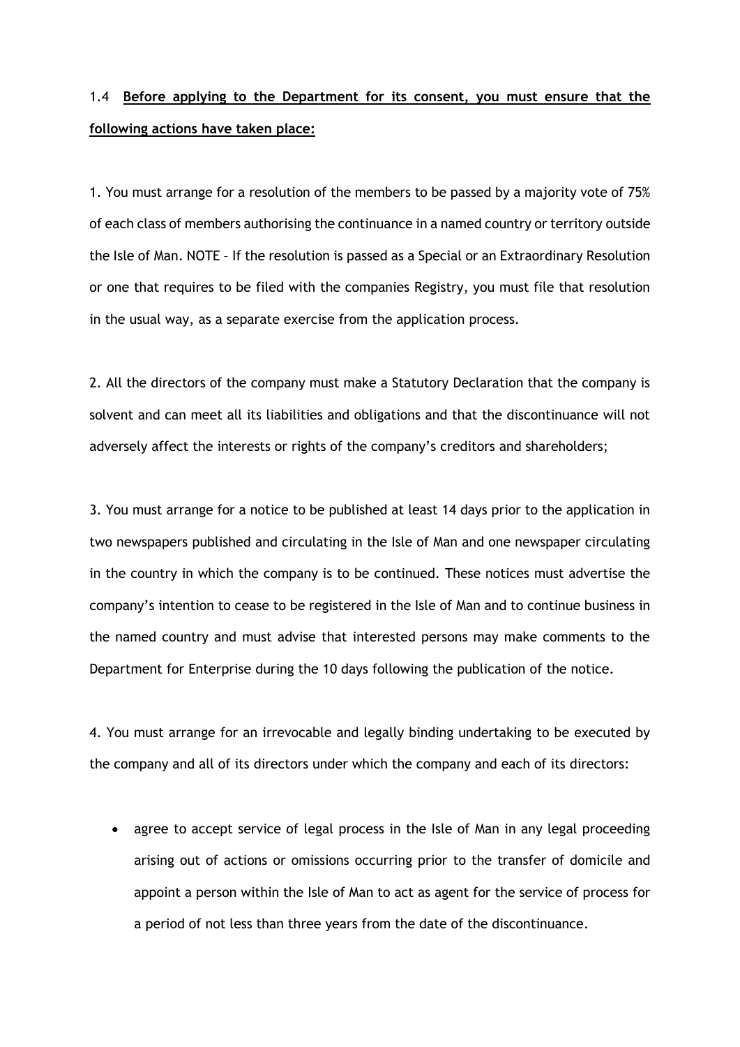1.4 **Before applying to the Department for its consent, you must ensure that the following actions have taken place:**

1. You must arrange for a resolution of the members to be passed by a majority vote of 75% of each class of members authorising the continuance in a named country or territory outside the Isle of Man. NOTE – If the resolution is passed as a Special or an Extraordinary Resolution or one that requires to be filed with the companies Registry, you must file that resolution in the usual way, as a separate exercise from the application process.

2. All the directors of the company must make a Statutory Declaration that the company is solvent and can meet all its liabilities and obligations and that the discontinuance will not adversely affect the interests or rights of the company's creditors and shareholders;

3. You must arrange for a notice to be published at least 14 days prior to the application in two newspapers published and circulating in the Isle of Man and one newspaper circulating in the country in which the company is to be continued. These notices must advertise the company's intention to cease to be registered in the Isle of Man and to continue business in the named country and must advise that interested persons may make comments to the Department for Enterprise during the 10 days following the publication of the notice.

4. You must arrange for an irrevocable and legally binding undertaking to be executed by the company and all of its directors under which the company and each of its directors:

- agree to accept service of legal process in the Isle of Man in any legal proceeding arising out of actions or omissions occurring prior to the transfer of domicile and appoint a person within the Isle of Man to act as agent for the service of process for a period of not less than three years from the date of the discontinuance.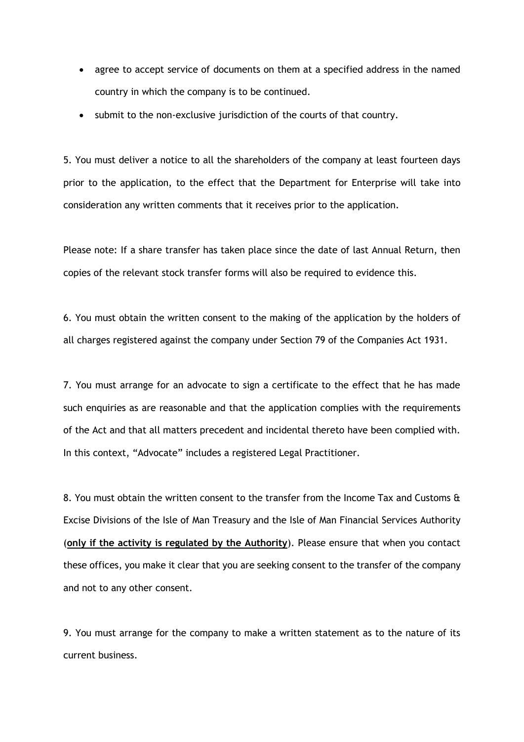- agree to accept service of documents on them at a specified address in the named country in which the company is to be continued.
- submit to the non-exclusive jurisdiction of the courts of that country.

5. You must deliver a notice to all the shareholders of the company at least fourteen days prior to the application, to the effect that the Department for Enterprise will take into consideration any written comments that it receives prior to the application.

Please note: If a share transfer has taken place since the date of last Annual Return, then copies of the relevant stock transfer forms will also be required to evidence this.

6. You must obtain the written consent to the making of the application by the holders of all charges registered against the company under Section 79 of the Companies Act 1931.

7. You must arrange for an advocate to sign a certificate to the effect that he has made such enquiries as are reasonable and that the application complies with the requirements of the Act and that all matters precedent and incidental thereto have been complied with. In this context, "Advocate" includes a registered Legal Practitioner.

8. You must obtain the written consent to the transfer from the Income Tax and Customs & Excise Divisions of the Isle of Man Treasury and the Isle of Man Financial Services Authority (**only if the activity is regulated by the Authority**). Please ensure that when you contact these offices, you make it clear that you are seeking consent to the transfer of the company and not to any other consent.

9. You must arrange for the company to make a written statement as to the nature of its current business.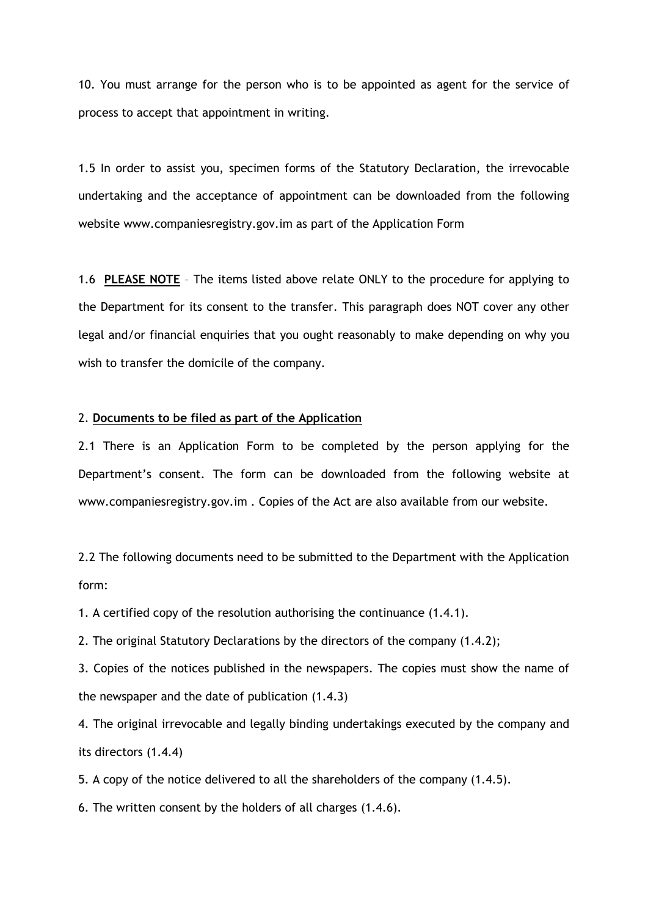10. You must arrange for the person who is to be appointed as agent for the service of process to accept that appointment in writing.

1.5 In order to assist you, specimen forms of the Statutory Declaration, the irrevocable undertaking and the acceptance of appointment can be downloaded from the following website www.companiesregistry.gov.im as part of the Application Form

1.6 **PLEASE NOTE** – The items listed above relate ONLY to the procedure for applying to the Department for its consent to the transfer. This paragraph does NOT cover any other legal and/or financial enquiries that you ought reasonably to make depending on why you wish to transfer the domicile of the company.

## 2. Documents to be filed as part of the Application

2.1 There is an Application Form to be completed by the person applying for the Department's consent. The form can be downloaded from the following website at www.companiesregistry.gov.im . Copies of the Act are also available from our website.

2.2 The following documents need to be submitted to the Department with the Application form:

1. A certified copy of the resolution authorising the continuance (1.4.1).
2. The original Statutory Declarations by the directors of the company (1.4.2);
3. Copies of the notices published in the newspapers. The copies must show the name of the newspaper and the date of publication (1.4.3)
4. The original irrevocable and legally binding undertakings executed by the company and its directors (1.4.4)
5. A copy of the notice delivered to all the shareholders of the company (1.4.5).
6. The written consent by the holders of all charges (1.4.6).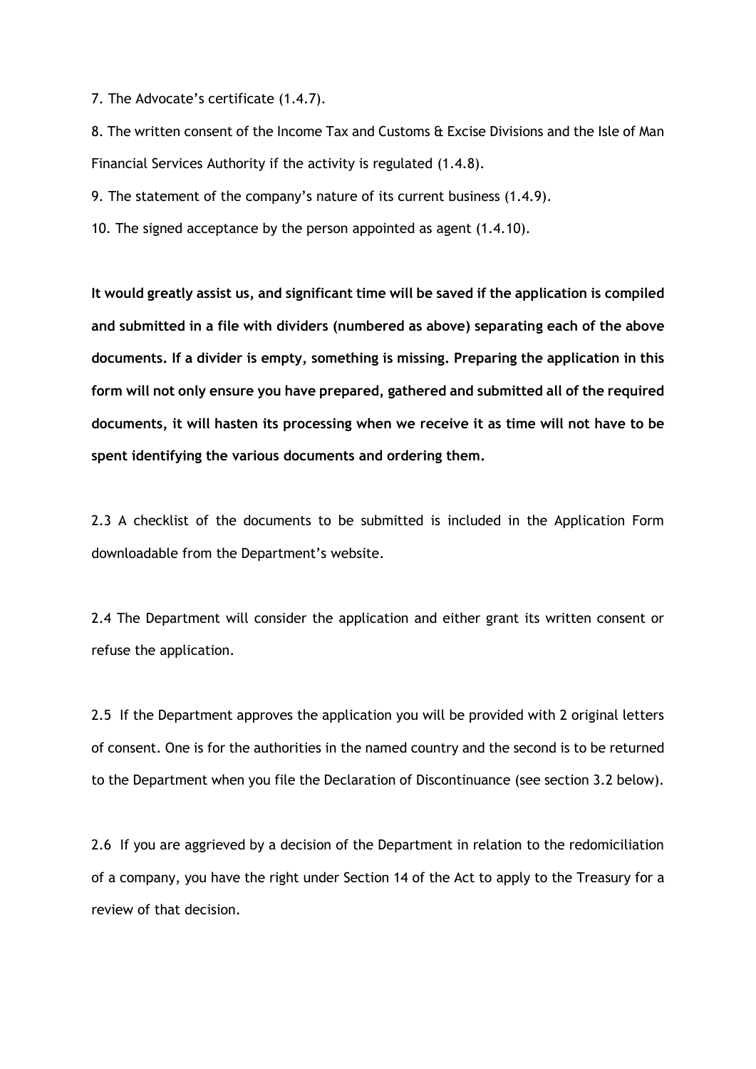7. The Advocate's certificate (1.4.7).

8. The written consent of the Income Tax and Customs & Excise Divisions and the Isle of Man Financial Services Authority if the activity is regulated (1.4.8).

9. The statement of the company's nature of its current business (1.4.9).

10. The signed acceptance by the person appointed as agent (1.4.10).

**It would greatly assist us, and significant time will be saved if the application is compiled and submitted in a file with dividers (numbered as above) separating each of the above documents. If a divider is empty, something is missing. Preparing the application in this form will not only ensure you have prepared, gathered and submitted all of the required documents, it will hasten its processing when we receive it as time will not have to be spent identifying the various documents and ordering them.**

2.3 A checklist of the documents to be submitted is included in the Application Form downloadable from the Department's website.

2.4 The Department will consider the application and either grant its written consent or refuse the application.

2.5 If the Department approves the application you will be provided with 2 original letters of consent. One is for the authorities in the named country and the second is to be returned to the Department when you file the Declaration of Discontinuance (see section 3.2 below).

2.6 If you are aggrieved by a decision of the Department in relation to the redomiciliation of a company, you have the right under Section 14 of the Act to apply to the Treasury for a review of that decision.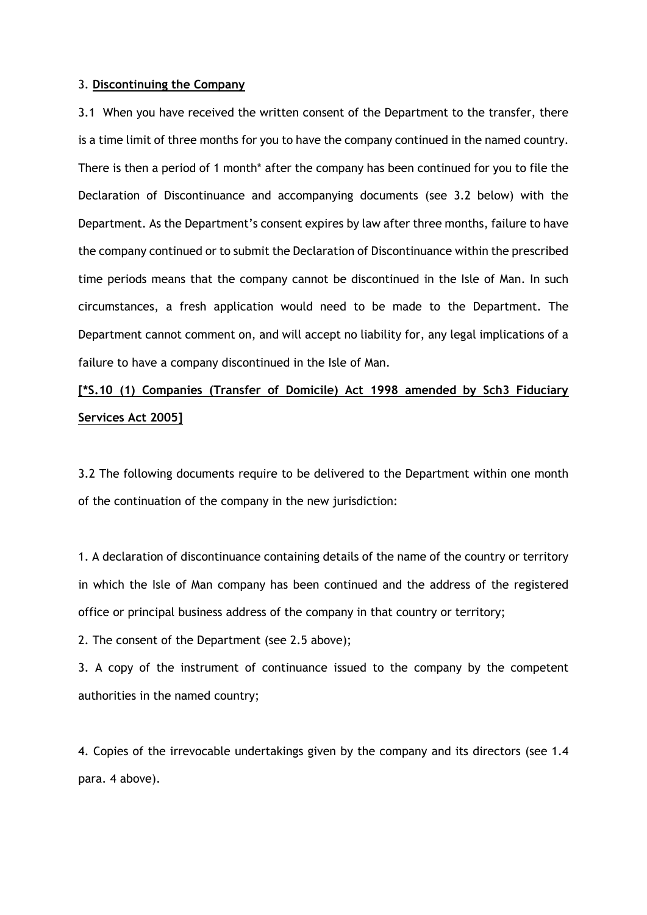3. **Discontinuing the Company**

3.1 When you have received the written consent of the Department to the transfer, there is a time limit of three months for you to have the company continued in the named country. There is then a period of 1 month* after the company has been continued for you to file the Declaration of Discontinuance and accompanying documents (see 3.2 below) with the Department. As the Department's consent expires by law after three months, failure to have the company continued or to submit the Declaration of Discontinuance within the prescribed time periods means that the company cannot be discontinued in the Isle of Man. In such circumstances, a fresh application would need to be made to the Department. The Department cannot comment on, and will accept no liability for, any legal implications of a failure to have a company discontinued in the Isle of Man.

**[*S.10 (1) Companies (Transfer of Domicile) Act 1998 amended by Sch3 Fiduciary Services Act 2005]**

3.2 The following documents require to be delivered to the Department within one month of the continuation of the company in the new jurisdiction:

1. A declaration of discontinuance containing details of the name of the country or territory in which the Isle of Man company has been continued and the address of the registered office or principal business address of the company in that country or territory;
2. The consent of the Department (see 2.5 above);
3. A copy of the instrument of continuance issued to the company by the competent authorities in the named country;
4. Copies of the irrevocable undertakings given by the company and its directors (see 1.4 para. 4 above).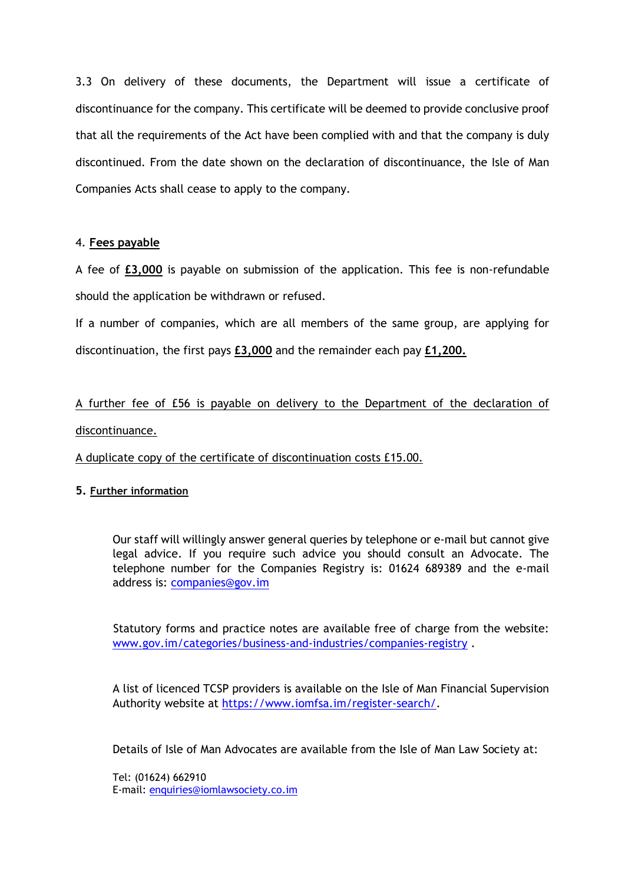3.3 On delivery of these documents, the Department will issue a certificate of discontinuance for the company. This certificate will be deemed to provide conclusive proof that all the requirements of the Act have been complied with and that the company is duly discontinued. From the date shown on the declaration of discontinuance, the Isle of Man Companies Acts shall cease to apply to the company.

4. **Fees payable**

A fee of **£3,000** is payable on submission of the application. This fee is non-refundable should the application be withdrawn or refused.

If a number of companies, which are all members of the same group, are applying for discontinuation, the first pays **£3,000** and the remainder each pay **£1,200.**

A further fee of £56 is payable on delivery to the Department of the declaration of discontinuance.

A duplicate copy of the certificate of discontinuation costs £15.00.

**5. Further information**

Our staff will willingly answer general queries by telephone or e-mail but cannot give legal advice. If you require such advice you should consult an Advocate. The telephone number for the Companies Registry is: 01624 689389 and the e-mail address is: companies@gov.im

Statutory forms and practice notes are available free of charge from the website: www.gov.im/categories/business-and-industries/companies-registry .

A list of licenced TCSP providers is available on the Isle of Man Financial Supervision Authority website at https://www.iomfsa.im/register-search/.

Details of Isle of Man Advocates are available from the Isle of Man Law Society at:

Tel: (01624) 662910
E-mail: enquiries@iomlawsociety.co.im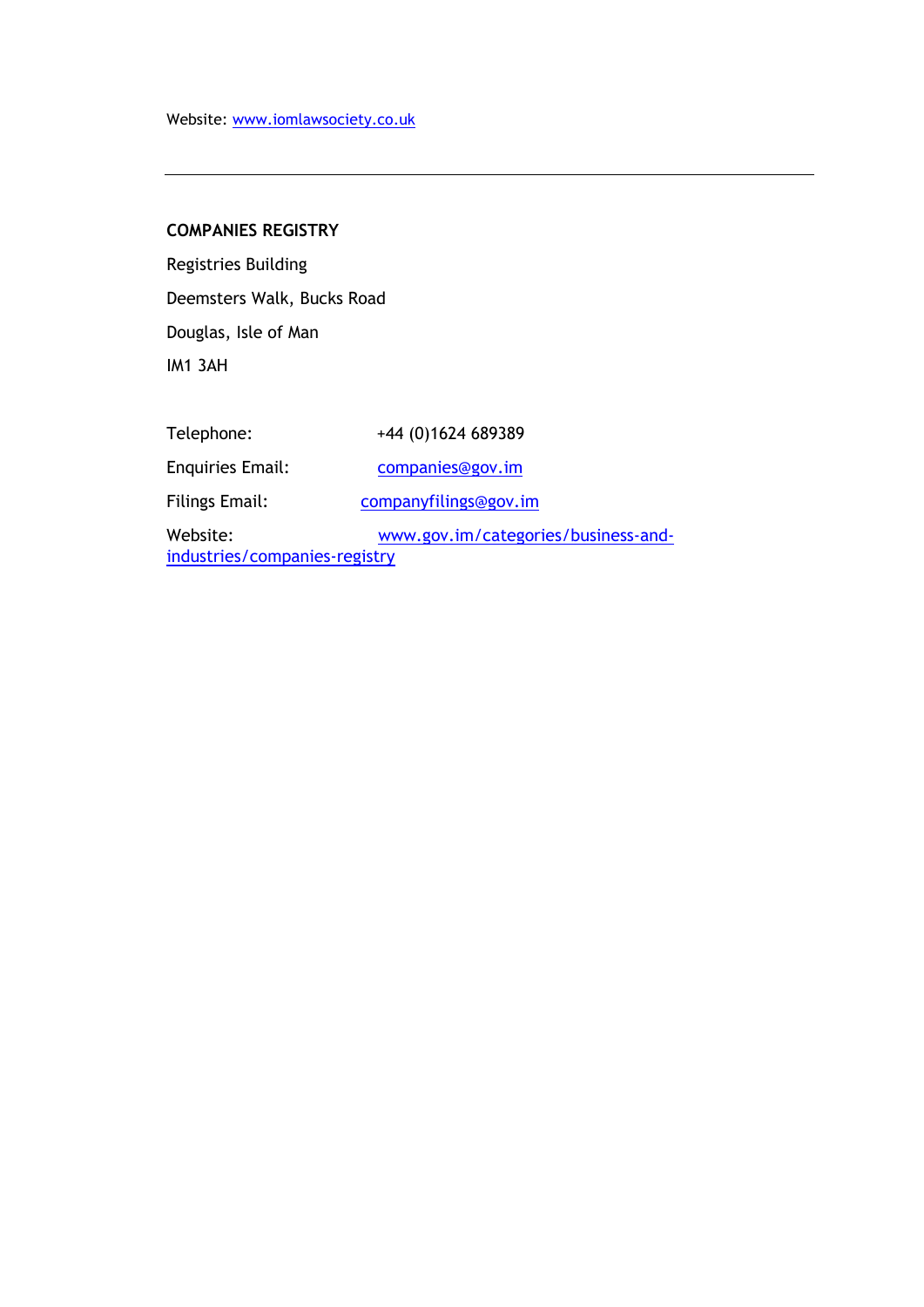Website: www.iomlawsociety.co.uk

---

**COMPANIES REGISTRY**

Registries Building

Deemsters Walk, Bucks Road

Douglas, Isle of Man

IM1 3AH

Telephone: +44 (0)1624 689389

Enquiries Email: companies@gov.im

Filings Email: companyfilings@gov.im

Website: www.gov.im/categories/business-and-industries/companies-registry